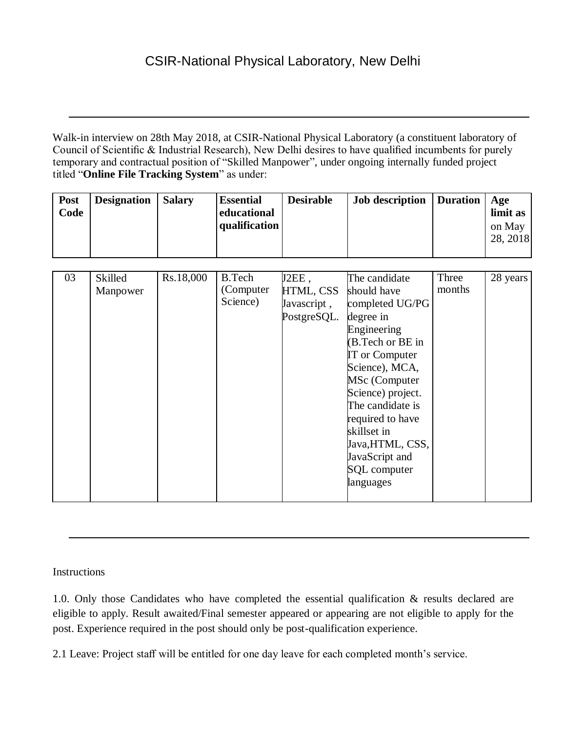# CSIR-National Physical Laboratory, New Delhi

---

Walk-in interview on 28th May 2018, at CSIR-National Physical Laboratory (a constituent laboratory of Council of Scientific & Industrial Research), New Delhi desires to have qualified incumbents for purely temporary and contractual position of "Skilled Manpower", under ongoing internally funded project titled "**Online File Tracking System**" as under:

| Post Code | Designation | Salary | Essential educational qualification | Desirable | Job description | Duration | Age limit as on May 28, 2018 |
|---|---|---|---|---|---|---|---|
| 03 | Skilled Manpower | Rs.18,000 | B.Tech (Computer Science) | J2EE , HTML, CSS Javascript , PostgreSQL. | The candidate should have completed UG/PG degree in Engineering (B.Tech or BE in IT or Computer Science), MCA, MSc (Computer Science) project. The candidate is required to have skillset in Java,HTML, CSS, JavaScript and SQL computer languages | Three months | 28 years |

---

Instructions

1.0. Only those Candidates who have completed the essential qualification & results declared are eligible to apply. Result awaited/Final semester appeared or appearing are not eligible to apply for the post. Experience required in the post should only be post-qualification experience.

2.1 Leave: Project staff will be entitled for one day leave for each completed month's service.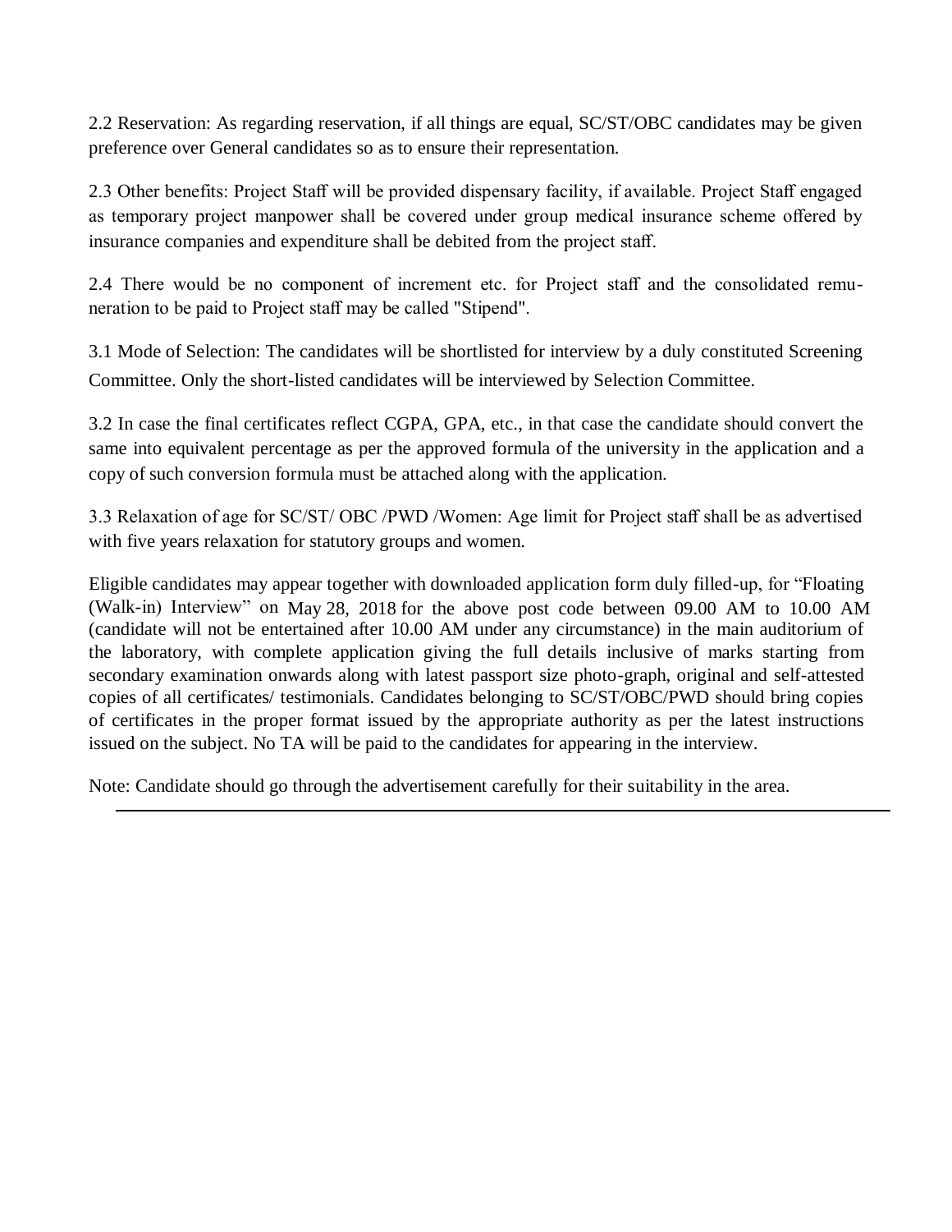2.2 Reservation: As regarding reservation, if all things are equal, SC/ST/OBC candidates may be given preference over General candidates so as to ensure their representation.

2.3 Other benefits: Project Staff will be provided dispensary facility, if available. Project Staff engaged as temporary project manpower shall be covered under group medical insurance scheme offered by insurance companies and expenditure shall be debited from the project staff.

2.4 There would be no component of increment etc. for Project staff and the consolidated remuneration to be paid to Project staff may be called "Stipend".

3.1 Mode of Selection: The candidates will be shortlisted for interview by a duly constituted Screening Committee. Only the short-listed candidates will be interviewed by Selection Committee.

3.2 In case the final certificates reflect CGPA, GPA, etc., in that case the candidate should convert the same into equivalent percentage as per the approved formula of the university in the application and a copy of such conversion formula must be attached along with the application.

3.3 Relaxation of age for SC/ST/ OBC /PWD /Women: Age limit for Project staff shall be as advertised with five years relaxation for statutory groups and women.

Eligible candidates may appear together with downloaded application form duly filled-up, for "Floating (Walk-in) Interview" on May 28, 2018 for the above post code between 09.00 AM to 10.00 AM (candidate will not be entertained after 10.00 AM under any circumstance) in the main auditorium of the laboratory, with complete application giving the full details inclusive of marks starting from secondary examination onwards along with latest passport size photo-graph, original and self-attested copies of all certificates/ testimonials. Candidates belonging to SC/ST/OBC/PWD should bring copies of certificates in the proper format issued by the appropriate authority as per the latest instructions issued on the subject. No TA will be paid to the candidates for appearing in the interview.

Note: Candidate should go through the advertisement carefully for their suitability in the area.

---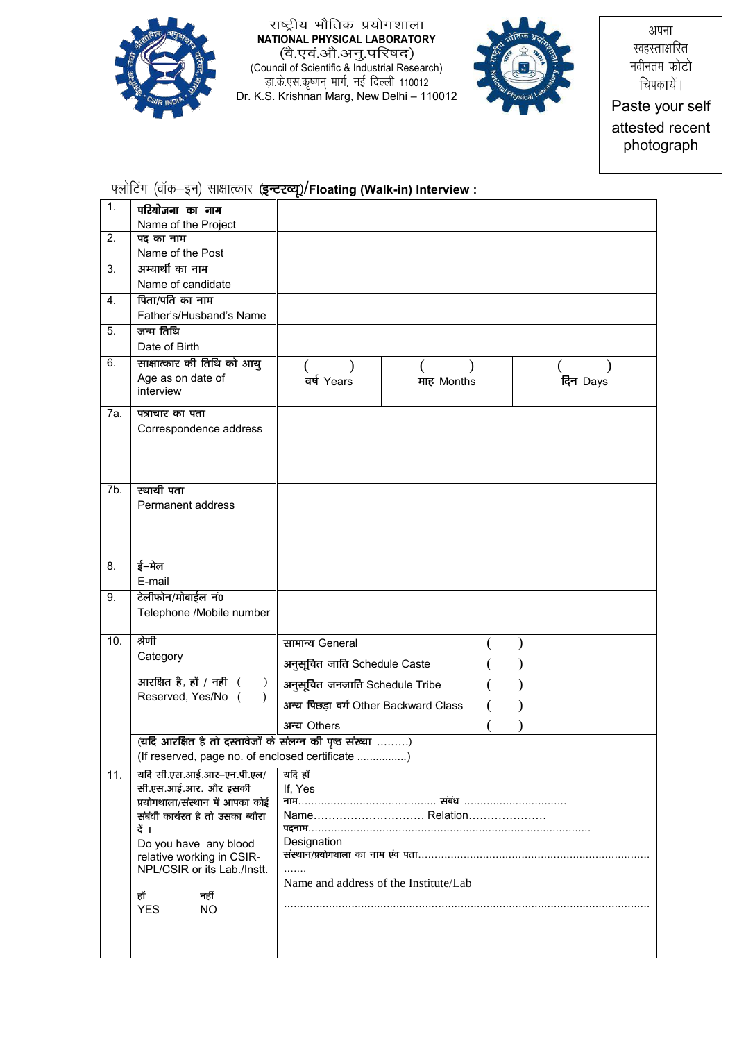राष्ट्रीय भौतिक प्रयोगशाला
**NATIONAL PHYSICAL LABORATORY**
(वै.एवं.औ.अनु.परिषद)
(Council of Scientific & Industrial Research)
डा.के.एस.कृष्णन् मार्ग, नई दिल्ली 110012
Dr. K.S. Krishnan Marg, New Delhi – 110012

अपना स्वहस्ताक्षरित नवीनतम फोटो चिपकाये।
Paste your self attested recent photograph

## फ्लोटिंग (वॉक–इन) साक्षात्कार (इन्टरव्यू)/Floating (Walk-in) Interview :

| | | | | |
|---|---|---|---|---|
| 1. | **परियोजना का नाम** Name of the Project | | | |
| 2. | **पद का नाम** Name of the Post | | | |
| 3. | **अभ्यार्थी का नाम** Name of candidate | | | |
| 4. | **पिता/पति का नाम** Father's/Husband's Name | | | |
| 5. | **जन्म तिथि** Date of Birth | | | |
| 6. | **साक्षात्कार की तिथि को आयु** Age as on date of interview | ( ) वर्ष Years | ( ) माह Months | ( ) दिन Days |
| 7a. | **पत्राचार का पता** Correspondence address | | | |
| 7b. | **स्थायी पता** Permanent address | | | |
| 8. | **ई–मेल** E-mail | | | |
| 9. | **टेलीफोन/मोबाईल नं0** Telephone /Mobile number | | | |
| 10. | **श्रेणी** Category<br>आरक्षित है, हॉं / नहीं ( )<br>Reserved, Yes/No ( ) | सामान्य General ( )<br>अनुसूचित जाति Schedule Caste ( )<br>अनुसूचित जनजाति Schedule Tribe ( )<br>अन्य पिछड़ा वर्ग Other Backward Class ( )<br>अन्य Others ( ) | | |
| | (यदि आरक्षित है तो दस्तावेजों के संलग्न की पृष्ठ संख्या .........)<br>(If reserved, page no. of enclosed certificate ................) | | | |
| 11. | **यदि सी.एस.आई.आर–एन.पी.एल/ सी.एस.आई.आर. और इसकी प्रयोगशाला/संस्थान में आपका कोई संबंधी कार्यरत है तो उसका ब्यौरा दें।**<br>Do you have any blood relative working in CSIR-NPL/CSIR or its Lab./Instt.<br><br>हॉं नहीं<br>YES NO | यदि हॉं<br>If, Yes<br>नाम.......................................... संबंध ...............................<br>Name............................. Relation.....................<br>पदनाम.......................................................................................<br>Designation<br>संस्थान/प्रयोगशाला का नाम एंव पता.......................................................................<br>Name and address of the Institute/Lab<br>................................................................................................................ | | |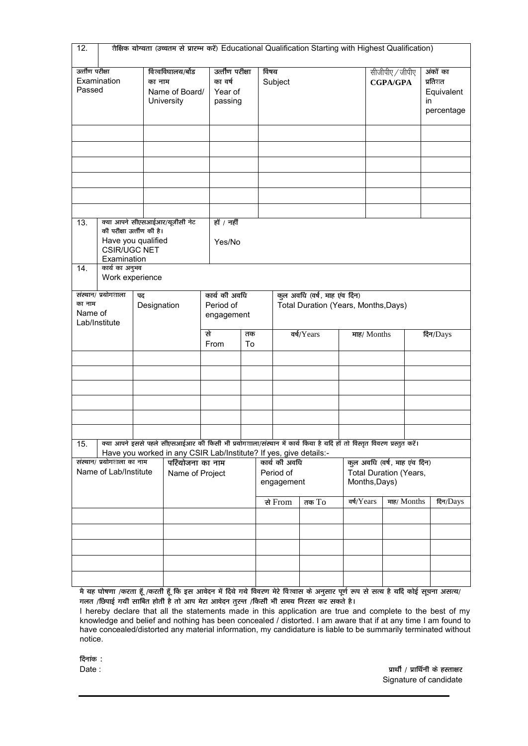**12.** शैक्षिक योग्यता (उच्चतम से प्रारम्भ करें) Educational Qualification Starting with Highest Qualification)

| उत्तीर्ण परीक्षा Examination Passed | विश्वविघालय/बोर्ड का नाम Name of Board/ University | उत्तीर्ण परीक्षा का वर्ष Year of passing | विषय Subject | सीजीपीए / जीपीए CGPA/GPA | अंकों का प्रतिशत Equivalent in percentage |
|---|---|---|---|---|---|
| | | | | | |
| | | | | | |
| | | | | | |
| | | | | | |
| | | | | | |
| | | | | | |

**13.** क्या आपने सीएसआईआर/यूजीसी नेट की परीक्षा उत्तीर्ण की है। Have you qualified CSIR/UGC NET Examination — हॉं / नहीं Yes/No

**14.** कार्य का अनुभव Work experience

| संस्थान/ प्रयोगशाला का नाम Name of Lab/Institute | पद Designation | कार्य की अवधि Period of engagement | | कुल अवधि (वर्ष, माह एंव दिन) Total Duration (Years, Months,Days) | | |
|---|---|---|---|---|---|---|
| | | से From | तक To | वर्ष/Years | माह/ Months | दिन/Days |
| | | | | | | |
| | | | | | | |
| | | | | | | |
| | | | | | | |
| | | | | | | |
| | | | | | | |

**15.** क्या आपने इससे पहले सीएसआईआर की किसी भी प्रयोगशाला/संस्थान में कार्य किया है यदि हॉं तो विस्तृत विवरण प्रस्तुत करें। Have you worked in any CSIR Lab/Institute? If yes, give details:-

| संस्थान/ प्रयोगशाला का नाम Name of Lab/Institute | परियोजना का नाम Name of Project | कार्य की अवधि Period of engagement | | कुल अवधि (वर्ष, माह एंव दिन) Total Duration (Years, Months,Days) | | |
|---|---|---|---|---|---|---|
| | | से From | तक To | वर्ष/Years | माह/ Months | दिन/Days |
| | | | | | | |
| | | | | | | |
| | | | | | | |
| | | | | | | |
| | | | | | | |

मै यह घोषणा /करता हूँ /करती हूँ कि इस आवेदन में दिये गये विवरण मेरे विश्वास के अनुसार पूर्ण रूप से सत्य है यदि कोई सूचना असत्य/ गलत /छिपाई गयी साबित होती है तो आप मेरा आवेदन तुरन्त /किसी भी समय निरस्त कर सकते है।

I hereby declare that all the statements made in this application are true and complete to the best of my knowledge and belief and nothing has been concealed / distorted. I am aware that if at any time I am found to have concealed/distorted any material information, my candidature is liable to be summarily terminated without notice.

दिनांक :
Date :

प्रार्थी / प्रार्थिनी के हस्ताक्षर
Signature of candidate